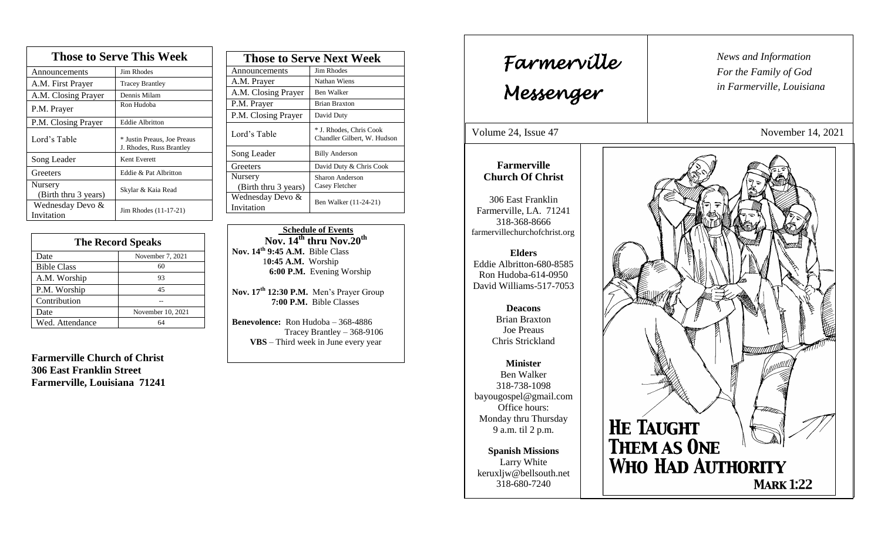## Those to Serve This Week

| Those to Serve This Week | |
|---|---|
| Announcements | Jim Rhodes |
| A.M. First Prayer | Tracey Brantley |
| A.M. Closing Prayer | Dennis Milam |
| P.M. Prayer | Ron Hudoba |
| P.M. Closing Prayer | Eddie Albritton |
| Lord's Table | * Justin Preaus, Joe Preaus J. Rhodes, Russ Brantley |
| Song Leader | Kent Everett |
| Greeters | Eddie & Pat Albritton |
| Nursery (Birth thru 3 years) | Skylar & Kaia Read |
| Wednesday Devo & Invitation | Jim Rhodes (11-17-21) |

## The Record Speaks

| The Record Speaks | |
|---|---|
| Date | November 7, 2021 |
| Bible Class | 60 |
| A.M. Worship | 93 |
| P.M. Worship | 45 |
| Contribution | -- |
| Date | November 10, 2021 |
| Wed. Attendance | 64 |

**Farmerville Church of Christ**
**306 East Franklin Street**
**Farmerville, Louisiana 71241**

## Those to Serve Next Week

| Those to Serve Next Week | |
|---|---|
| Announcements | Jim Rhodes |
| A.M. Prayer | Nathan Wiens |
| A.M. Closing Prayer | Ben Walker |
| P.M. Prayer | Brian Braxton |
| P.M. Closing Prayer | David Duty |
| Lord's Table | * J. Rhodes, Chris Cook Chandler Gilbert, W. Hudson |
| Song Leader | Billy Anderson |
| Greeters | David Duty & Chris Cook |
| Nursery (Birth thru 3 years) | Sharon Anderson Casey Fletcher |
| Wednesday Devo & Invitation | Ben Walker (11-24-21) |

**Schedule of Events**

**Nov. 14th thru Nov.20th**

**Nov. 14th 9:45 A.M.** Bible Class
**10:45 A.M.** Worship
**6:00 P.M.** Evening Worship

**Nov. 17th 12:30 P.M.** Men's Prayer Group
**7:00 P.M.** Bible Classes

**Benevolence:** Ron Hudoba – 368-4886
Tracey Brantley – 368-9106
**VBS** – Third week in June every year

# Farmerville Messenger

*News and Information*
*For the Family of God*
*in Farmerville, Louisiana*

Volume 24, Issue 47 — November 14, 2021

**Farmerville Church Of Christ**

306 East Franklin
Farmerville, LA. 71241
318-368-8666
farmervillechurchofchrist.org

**Elders**
Eddie Albritton-680-8585
Ron Hudoba-614-0950
David Williams-517-7053

**Deacons**
Brian Braxton
Joe Preaus
Chris Strickland

**Minister**
Ben Walker
318-738-1098
bayougospel@gmail.com
Office hours:
Monday thru Thursday
9 a.m. til 2 p.m.

**Spanish Missions**
Larry White
keruxljw@bellsouth.net
318-680-7240

**He Taught Them as One Who Had Authority**
**Mark 1:22**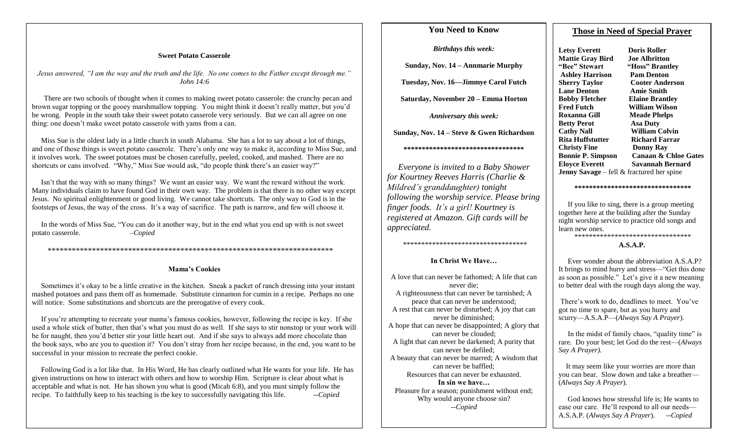### Sweet Potato Casserole

*Jesus answered, "I am the way and the truth and the life. No one comes to the Father except through me." John 14:6*

There are two schools of thought when it comes to making sweet potato casserole: the crunchy pecan and brown sugar topping or the gooey marshmallow topping. You might think it doesn't really matter, but you'd be wrong. People in the south take their sweet potato casserole very seriously. But we can all agree on one thing: one doesn't make sweet potato casserole with yams from a can.

Miss Sue is the oldest lady in a little church in south Alabama. She has a lot to say about a lot of things, and one of those things is sweet potato casserole. There's only one way to make it, according to Miss Sue, and it involves work. The sweet potatoes must be chosen carefully, peeled, cooked, and mashed. There are no shortcuts or cans involved. "Why," Miss Sue would ask, "do people think there's an easier way?"

Isn't that the way with so many things? We want an easier way. We want the reward without the work. Many individuals claim to have found God in their own way. The problem is that there is no other way except Jesus. No spiritual enlightenment or good living. We cannot take shortcuts. The only way to God is in the footsteps of Jesus, the way of the cross. It's a way of sacrifice. The path is narrow, and few will choose it.

In the words of Miss Sue, "You can do it another way, but in the end what you end up with is not sweet potato casserole. *–Copied*

*************************************************************************

### Mama's Cookies

Sometimes it's okay to be a little creative in the kitchen. Sneak a packet of ranch dressing into your instant mashed potatoes and pass them off as homemade. Substitute cinnamon for cumin in a recipe. Perhaps no one will notice. Some substitutions and shortcuts are the prerogative of every cook.

If you're attempting to recreate your mama's famous cookies, however, following the recipe is key. If she used a whole stick of butter, then that's what you must do as well. If she says to stir nonstop or your work will be for naught, then you'd better stir your little heart out. And if she says to always add more chocolate than the book says, who are you to question it? You don't stray from her recipe because, in the end, you want to be successful in your mission to recreate the perfect cookie.

Following God is a lot like that. In His Word, He has clearly outlined what He wants for your life. He has given instructions on how to interact with others and how to worship Him. Scripture is clear about what is acceptable and what is not. He has shown you what is good (Micah 6:8), and you must simply follow the recipe. To faithfully keep to his teaching is the key to successfully navigating this life. *--Copied*

## You Need to Know

***Birthdays this week:***

**Sunday, Nov. 14 – Annmarie Murphy**

**Tuesday, Nov. 16—Jimmye Carol Futch**

**Saturday, November 20 – Emma Horton**

***Anniversary this week:***

**Sunday, Nov. 14 – Steve & Gwen Richardson**

*********************************

*Everyone is invited to a Baby Shower for Kourtney Reeves Harris (Charlie & Mildred's granddaughter) tonight following the worship service. Please bring finger foods. It's a girl! Kourtney is registered at Amazon. Gift cards will be appreciated.*

*********************************

### In Christ We Have…

A love that can never be fathomed; A life that can never die;
A righteousness that can never be tarnished; A peace that can never be understood;
A rest that can never be disturbed; A joy that can never be diminished;
A hope that can never be disappointed; A glory that can never be clouded;
A light that can never be darkened; A purity that can never be defiled;
A beauty that can never be marred; A wisdom that can never be baffled;
Resources that can never be exhausted.

**In sin we have…**

Pleasure for a season; punishment without end;
Why would anyone choose sin?
*--Copied*

## Those in Need of Special Prayer

| | |
|---|---|
| **Letsy Everett** | **Doris Roller** |
| **Mattie Gray Bird** | **Joe Albritton** |
| **"Bee" Stewart** | **"Hoss" Brantley** |
| **Ashley Harrison** | **Pam Denton** |
| **Sherry Taylor** | **Cooter Anderson** |
| **Lane Denton** | **Amie Smith** |
| **Bobby Fletcher** | **Elaine Brantley** |
| **Fred Futch** | **William Wilson** |
| **Roxanna Gill** | **Meade Phelps** |
| **Betty Perot** | **Asa Duty** |
| **Cathy Nall** | **William Colvin** |
| **Rita Huffstutter** | **Richard Farrar** |
| **Christy Fine** | **Donny Ray** |
| **Bonnie P. Simpson** | **Canaan & Chloe Gates** |
| **Eloyce Everett** | **Savannah Bernard** |

**Jenny Savage** – fell & fractured her spine

*********************************

If you like to sing, there is a group meeting together here at the building after the Sunday night worship service to practice old songs and learn new ones.

*********************************

### A.S.A.P.

Ever wonder about the abbreviation A.S.A.P? It brings to mind hurry and stress—"Get this done as soon as possible." Let's give it a new meaning to better deal with the rough days along the way.

There's work to do, deadlines to meet. You've got no time to spare, but as you hurry and scurry—A.S.A.P—(*Always Say A Prayer*).

In the midst of family chaos, "quality time" is rare. Do your best; let God do the rest—(*Always Say A Prayer).*

It may seem like your worries are more than you can bear. Slow down and take a breather—(*Always Say A Prayer*).

God knows how stressful life is; He wants to ease our care. He'll respond to all our needs—A.S.A.P. (*Always Say A Prayer*). *--Copied*